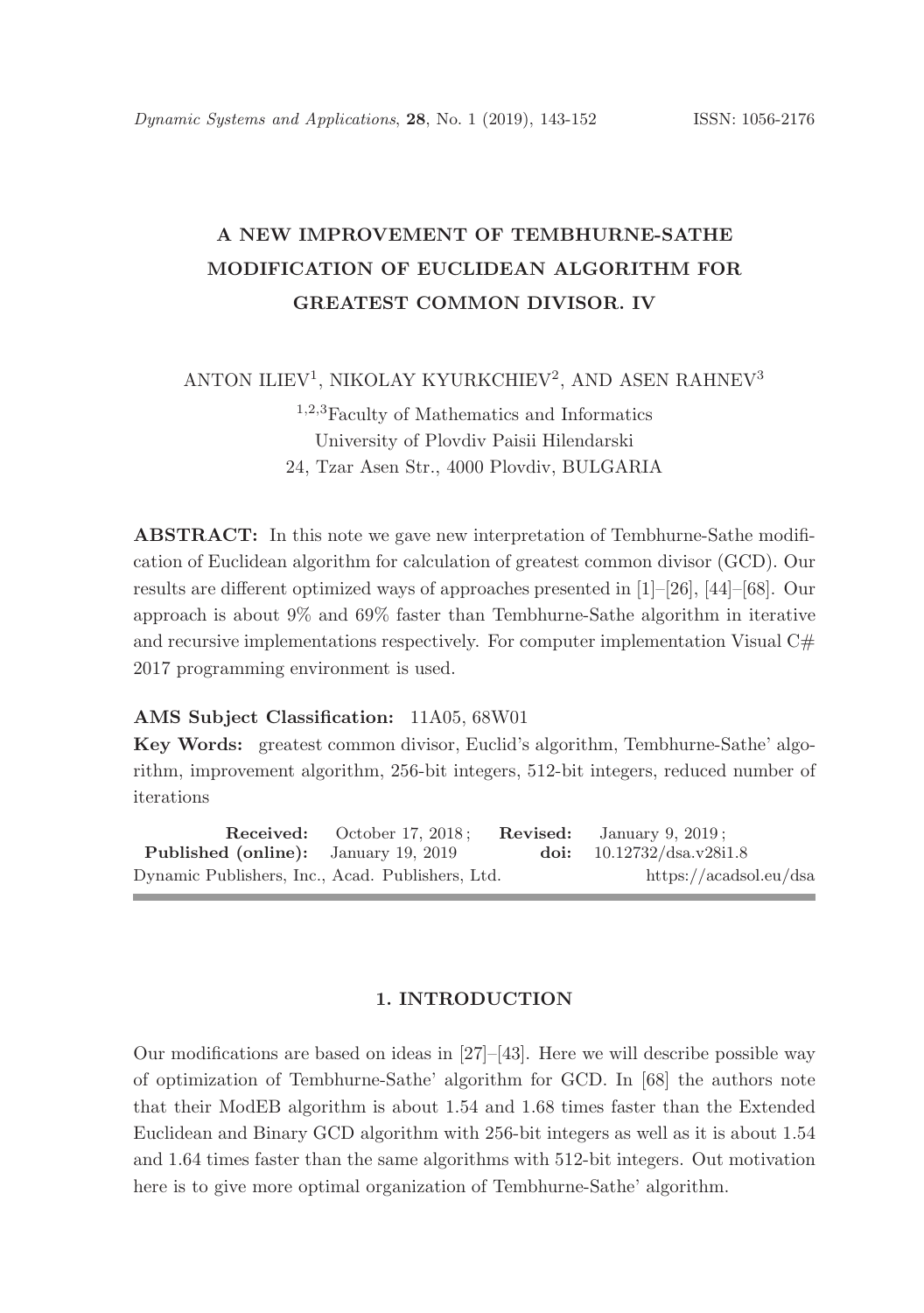# A NEW IMPROVEMENT OF TEMBHURNE-SATHE MODIFICATION OF EUCLIDEAN ALGORITHM FOR GREATEST COMMON DIVISOR. IV

ANTON ILIEV[1], NIKOLAY KYURKCHIEV[2], AND ASEN RAHNEV[3]

[1,2,3]Faculty of Mathematics and Informatics
University of Plovdiv Paisii Hilendarski
24, Tzar Asen Str., 4000 Plovdiv, BULGARIA

**ABSTRACT:** In this note we gave new interpretation of Tembhurne-Sathe modification of Euclidean algorithm for calculation of greatest common divisor (GCD). Our results are different optimized ways of approaches presented in [1]–[26], [44]–[68]. Our approach is about 9% and 69% faster than Tembhurne-Sathe algorithm in iterative and recursive implementations respectively. For computer implementation Visual C# 2017 programming environment is used.

**AMS Subject Classification:** 11A05, 68W01

**Key Words:** greatest common divisor, Euclid's algorithm, Tembhurne-Sathe' algorithm, improvement algorithm, 256-bit integers, 512-bit integers, reduced number of iterations

**Received:** October 17, 2018; **Revised:** January 9, 2019;
**Published (online):** January 19, 2019 **doi:** 10.12732/dsa.v28i1.8
Dynamic Publishers, Inc., Acad. Publishers, Ltd. https://acadsol.eu/dsa

## 1. INTRODUCTION

Our modifications are based on ideas in [27]–[43]. Here we will describe possible way of optimization of Tembhurne-Sathe' algorithm for GCD. In [68] the authors note that their ModEB algorithm is about 1.54 and 1.68 times faster than the Extended Euclidean and Binary GCD algorithm with 256-bit integers as well as it is about 1.54 and 1.64 times faster than the same algorithms with 512-bit integers. Out motivation here is to give more optimal organization of Tembhurne-Sathe' algorithm.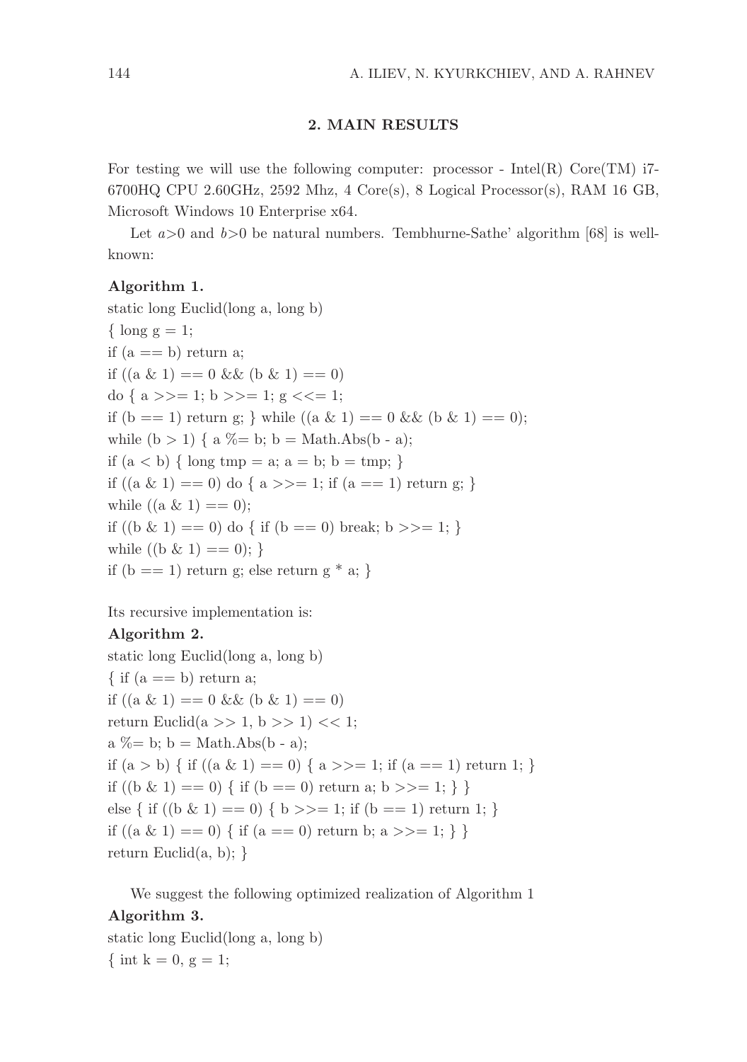## 2. MAIN RESULTS

For testing we will use the following computer: processor - Intel(R) Core(TM) i7-6700HQ CPU 2.60GHz, 2592 Mhz, 4 Core(s), 8 Logical Processor(s), RAM 16 GB, Microsoft Windows 10 Enterprise x64.

Let $a>0$ and $b>0$ be natural numbers. Tembhurne-Sathe' algorithm [68] is well-known:

**Algorithm 1.**

```
static long Euclid(long a, long b)
{ long g = 1;
if (a == b) return a;
if ((a & 1) == 0 && (b & 1) == 0)
do { a >>= 1; b >>= 1; g <<= 1;
if (b == 1) return g; } while ((a & 1) == 0 && (b & 1) == 0);
while (b > 1) { a %= b; b = Math.Abs(b - a);
if (a < b) { long tmp = a; a = b; b = tmp; }
if ((a & 1) == 0) do { a >>= 1; if (a == 1) return g; }
while ((a & 1) == 0);
if ((b & 1) == 0) do { if (b == 0) break; b >>= 1; }
while ((b & 1) == 0); }
if (b == 1) return g; else return g * a; }
```

Its recursive implementation is:

**Algorithm 2.**

```
static long Euclid(long a, long b)
{ if (a == b) return a;
if ((a & 1) == 0 && (b & 1) == 0)
return Euclid(a >> 1, b >> 1) << 1;
a %= b; b = Math.Abs(b - a);
if (a > b) { if ((a & 1) == 0) { a >>= 1; if (a == 1) return 1; }
if ((b & 1) == 0) { if (b == 0) return a; b >>= 1; } }
else { if ((b & 1) == 0) { b >>= 1; if (b == 1) return 1; }
if ((a & 1) == 0) { if (a == 0) return b; a >>= 1; } }
return Euclid(a, b); }
```

We suggest the following optimized realization of Algorithm 1

**Algorithm 3.**

```
static long Euclid(long a, long b)
{ int k = 0, g = 1;
```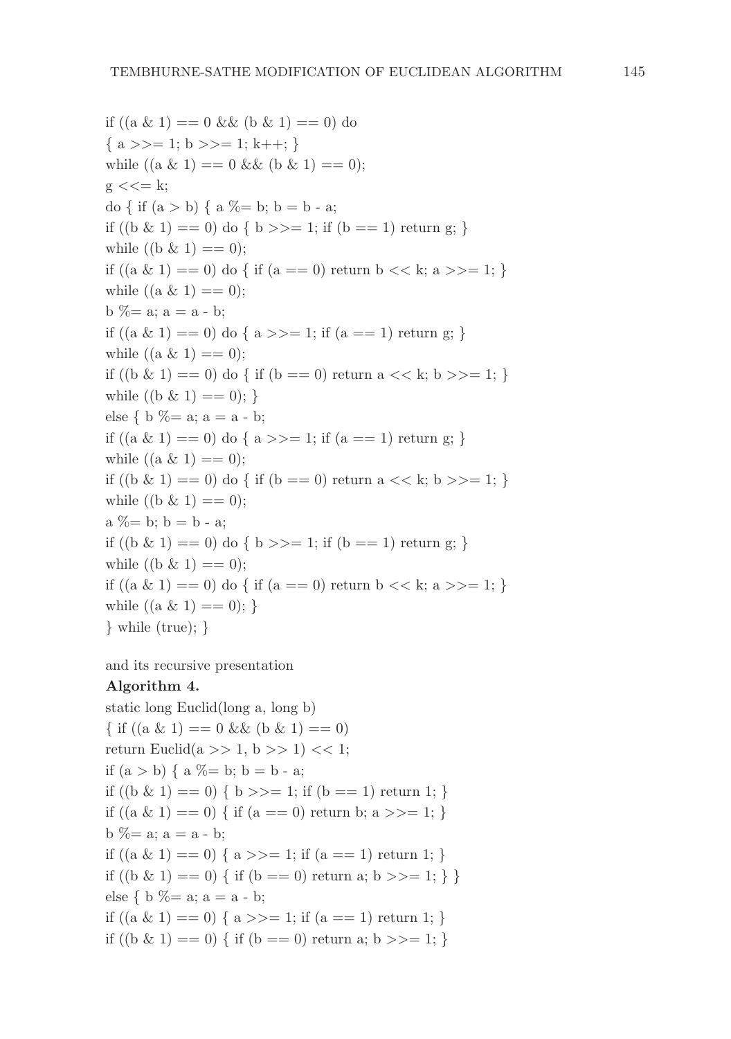```
if ((a & 1) == 0 && (b & 1) == 0) do
{ a >>= 1; b >>= 1; k++; }
while ((a & 1) == 0 && (b & 1) == 0);
g <<= k;
do { if (a > b) { a %= b; b = b - a;
if ((b & 1) == 0) do { b >>= 1; if (b == 1) return g; }
while ((b & 1) == 0);
if ((a & 1) == 0) do { if (a == 0) return b << k; a >>= 1; }
while ((a & 1) == 0);
b %= a; a = a - b;
if ((a & 1) == 0) do { a >>= 1; if (a == 1) return g; }
while ((a & 1) == 0);
if ((b & 1) == 0) do { if (b == 0) return a << k; b >>= 1; }
while ((b & 1) == 0); }
else { b %= a; a = a - b;
if ((a & 1) == 0) do { a >>= 1; if (a == 1) return g; }
while ((a & 1) == 0);
if ((b & 1) == 0) do { if (b == 0) return a << k; b >>= 1; }
while ((b & 1) == 0);
a %= b; b = b - a;
if ((b & 1) == 0) do { b >>= 1; if (b == 1) return g; }
while ((b & 1) == 0);
if ((a & 1) == 0) do { if (a == 0) return b << k; a >>= 1; }
while ((a & 1) == 0); }
} while (true); }
```

and its recursive presentation

**Algorithm 4.**

```
static long Euclid(long a, long b)
{ if ((a & 1) == 0 && (b & 1) == 0)
return Euclid(a >> 1, b >> 1) << 1;
if (a > b) { a %= b; b = b - a;
if ((b & 1) == 0) { b >>= 1; if (b == 1) return 1; }
if ((a & 1) == 0) { if (a == 0) return b; a >>= 1; }
b %= a; a = a - b;
if ((a & 1) == 0) { a >>= 1; if (a == 1) return 1; }
if ((b & 1) == 0) { if (b == 0) return a; b >>= 1; } }
else { b %= a; a = a - b;
if ((a & 1) == 0) { a >>= 1; if (a == 1) return 1; }
if ((b & 1) == 0) { if (b == 0) return a; b >>= 1; }
```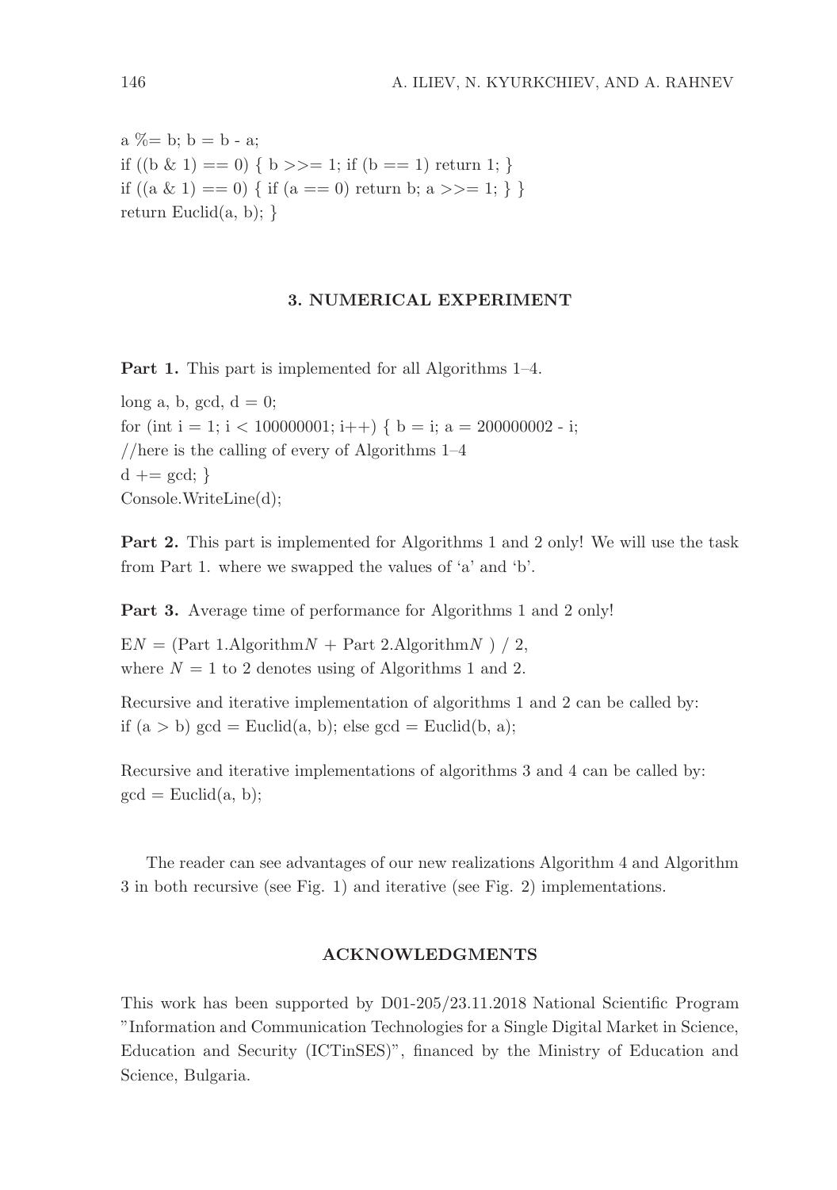```
a %= b; b = b - a;
if ((b & 1) == 0) { b >>= 1; if (b == 1) return 1; }
if ((a & 1) == 0) { if (a == 0) return b; a >>= 1; } }
return Euclid(a, b); }
```

## 3. NUMERICAL EXPERIMENT

**Part 1.** This part is implemented for all Algorithms 1–4.

```
long a, b, gcd, d = 0;
for (int i = 1; i < 100000001; i++) { b = i; a = 200000002 - i;
//here is the calling of every of Algorithms 1–4
d += gcd; }
Console.WriteLine(d);
```

**Part 2.** This part is implemented for Algorithms 1 and 2 only! We will use the task from Part 1. where we swapped the values of 'a' and 'b'.

**Part 3.** Average time of performance for Algorithms 1 and 2 only!

E$N$ = (Part 1.Algorithm$N$ + Part 2.Algorithm$N$ ) / 2,
where $N = 1$ to 2 denotes using of Algorithms 1 and 2.

Recursive and iterative implementation of algorithms 1 and 2 can be called by:
`if (a > b) gcd = Euclid(a, b); else gcd = Euclid(b, a);`

Recursive and iterative implementations of algorithms 3 and 4 can be called by:
`gcd = Euclid(a, b);`

The reader can see advantages of our new realizations Algorithm 4 and Algorithm 3 in both recursive (see Fig. 1) and iterative (see Fig. 2) implementations.

## ACKNOWLEDGMENTS

This work has been supported by D01-205/23.11.2018 National Scientific Program "Information and Communication Technologies for a Single Digital Market in Science, Education and Security (ICTinSES)", financed by the Ministry of Education and Science, Bulgaria.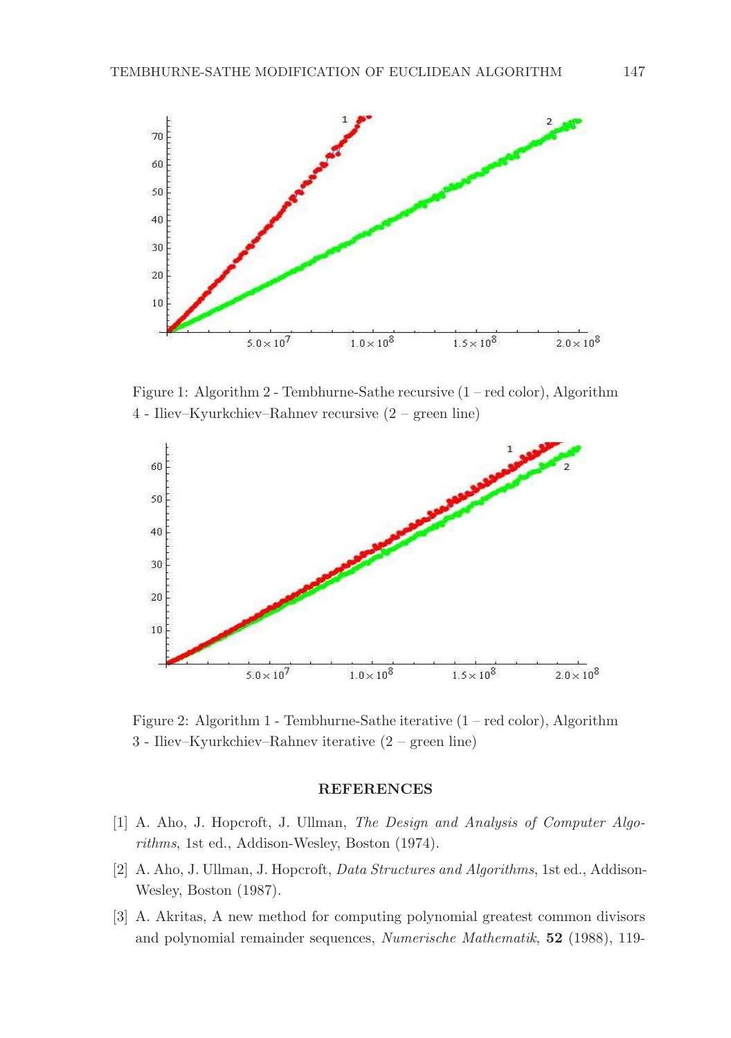Figure 1: Algorithm 2 - Tembhurne-Sathe recursive (1 – red color), Algorithm 4 - Iliev–Kyurkchiev–Rahnev recursive (2 – green line)

Figure 2: Algorithm 1 - Tembhurne-Sathe iterative (1 – red color), Algorithm 3 - Iliev–Kyurkchiev–Rahnev iterative (2 – green line)

## REFERENCES

[1] A. Aho, J. Hopcroft, J. Ullman, *The Design and Analysis of Computer Algorithms*, 1st ed., Addison-Wesley, Boston (1974).

[2] A. Aho, J. Ullman, J. Hopcroft, *Data Structures and Algorithms*, 1st ed., Addison-Wesley, Boston (1987).

[3] A. Akritas, A new method for computing polynomial greatest common divisors and polynomial remainder sequences, *Numerische Mathematik*, **52** (1988), 119-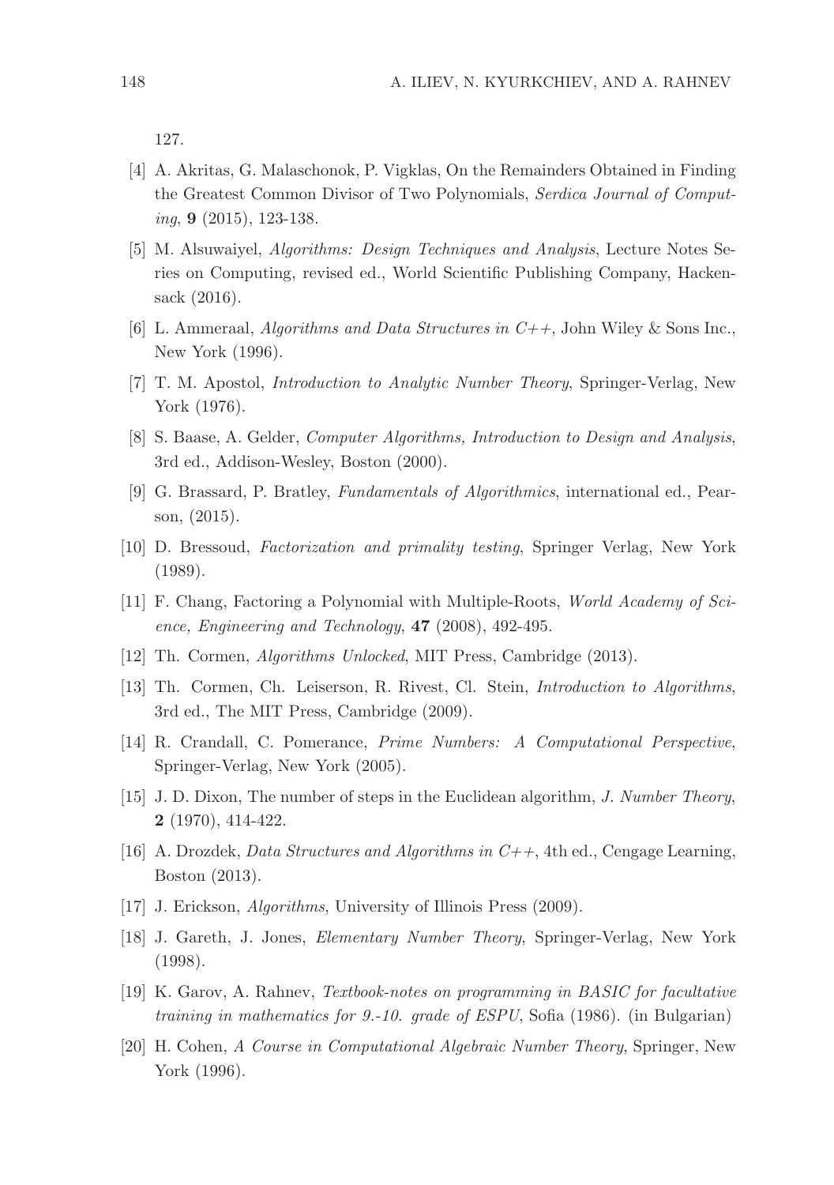127.

[4] A. Akritas, G. Malaschonok, P. Vigklas, On the Remainders Obtained in Finding the Greatest Common Divisor of Two Polynomials, *Serdica Journal of Computing*, **9** (2015), 123-138.

[5] M. Alsuwaiyel, *Algorithms: Design Techniques and Analysis*, Lecture Notes Series on Computing, revised ed., World Scientific Publishing Company, Hackensack (2016).

[6] L. Ammeraal, *Algorithms and Data Structures in C++*, John Wiley & Sons Inc., New York (1996).

[7] T. M. Apostol, *Introduction to Analytic Number Theory*, Springer-Verlag, New York (1976).

[8] S. Baase, A. Gelder, *Computer Algorithms, Introduction to Design and Analysis*, 3rd ed., Addison-Wesley, Boston (2000).

[9] G. Brassard, P. Bratley, *Fundamentals of Algorithmics*, international ed., Pearson, (2015).

[10] D. Bressoud, *Factorization and primality testing*, Springer Verlag, New York (1989).

[11] F. Chang, Factoring a Polynomial with Multiple-Roots, *World Academy of Science, Engineering and Technology*, **47** (2008), 492-495.

[12] Th. Cormen, *Algorithms Unlocked*, MIT Press, Cambridge (2013).

[13] Th. Cormen, Ch. Leiserson, R. Rivest, Cl. Stein, *Introduction to Algorithms*, 3rd ed., The MIT Press, Cambridge (2009).

[14] R. Crandall, C. Pomerance, *Prime Numbers: A Computational Perspective*, Springer-Verlag, New York (2005).

[15] J. D. Dixon, The number of steps in the Euclidean algorithm, *J. Number Theory*, **2** (1970), 414-422.

[16] A. Drozdek, *Data Structures and Algorithms in C++*, 4th ed., Cengage Learning, Boston (2013).

[17] J. Erickson, *Algorithms*, University of Illinois Press (2009).

[18] J. Gareth, J. Jones, *Elementary Number Theory*, Springer-Verlag, New York (1998).

[19] K. Garov, A. Rahnev, *Textbook-notes on programming in BASIC for facultative training in mathematics for 9.-10. grade of ESPU*, Sofia (1986). (in Bulgarian)

[20] H. Cohen, *A Course in Computational Algebraic Number Theory*, Springer, New York (1996).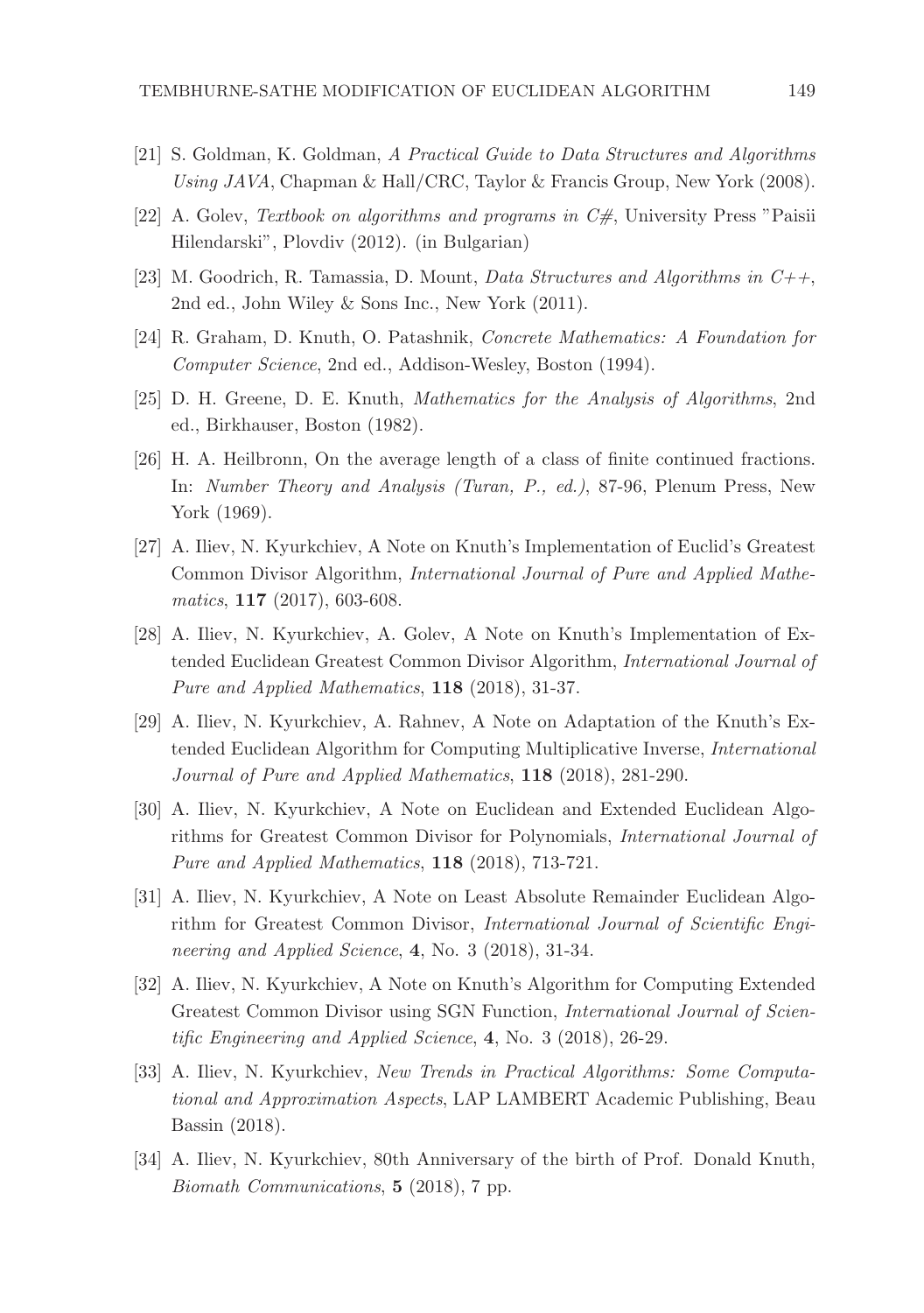[21] S. Goldman, K. Goldman, *A Practical Guide to Data Structures and Algorithms Using JAVA*, Chapman & Hall/CRC, Taylor & Francis Group, New York (2008).

[22] A. Golev, *Textbook on algorithms and programs in C#*, University Press "Paisii Hilendarski", Plovdiv (2012). (in Bulgarian)

[23] M. Goodrich, R. Tamassia, D. Mount, *Data Structures and Algorithms in C++*, 2nd ed., John Wiley & Sons Inc., New York (2011).

[24] R. Graham, D. Knuth, O. Patashnik, *Concrete Mathematics: A Foundation for Computer Science*, 2nd ed., Addison-Wesley, Boston (1994).

[25] D. H. Greene, D. E. Knuth, *Mathematics for the Analysis of Algorithms*, 2nd ed., Birkhauser, Boston (1982).

[26] H. A. Heilbronn, On the average length of a class of finite continued fractions. In: *Number Theory and Analysis (Turan, P., ed.)*, 87-96, Plenum Press, New York (1969).

[27] A. Iliev, N. Kyurkchiev, A Note on Knuth's Implementation of Euclid's Greatest Common Divisor Algorithm, *International Journal of Pure and Applied Mathematics*, **117** (2017), 603-608.

[28] A. Iliev, N. Kyurkchiev, A. Golev, A Note on Knuth's Implementation of Extended Euclidean Greatest Common Divisor Algorithm, *International Journal of Pure and Applied Mathematics*, **118** (2018), 31-37.

[29] A. Iliev, N. Kyurkchiev, A. Rahnev, A Note on Adaptation of the Knuth's Extended Euclidean Algorithm for Computing Multiplicative Inverse, *International Journal of Pure and Applied Mathematics*, **118** (2018), 281-290.

[30] A. Iliev, N. Kyurkchiev, A Note on Euclidean and Extended Euclidean Algorithms for Greatest Common Divisor for Polynomials, *International Journal of Pure and Applied Mathematics*, **118** (2018), 713-721.

[31] A. Iliev, N. Kyurkchiev, A Note on Least Absolute Remainder Euclidean Algorithm for Greatest Common Divisor, *International Journal of Scientific Engineering and Applied Science*, **4**, No. 3 (2018), 31-34.

[32] A. Iliev, N. Kyurkchiev, A Note on Knuth's Algorithm for Computing Extended Greatest Common Divisor using SGN Function, *International Journal of Scientific Engineering and Applied Science*, **4**, No. 3 (2018), 26-29.

[33] A. Iliev, N. Kyurkchiev, *New Trends in Practical Algorithms: Some Computational and Approximation Aspects*, LAP LAMBERT Academic Publishing, Beau Bassin (2018).

[34] A. Iliev, N. Kyurkchiev, 80th Anniversary of the birth of Prof. Donald Knuth, *Biomath Communications*, **5** (2018), 7 pp.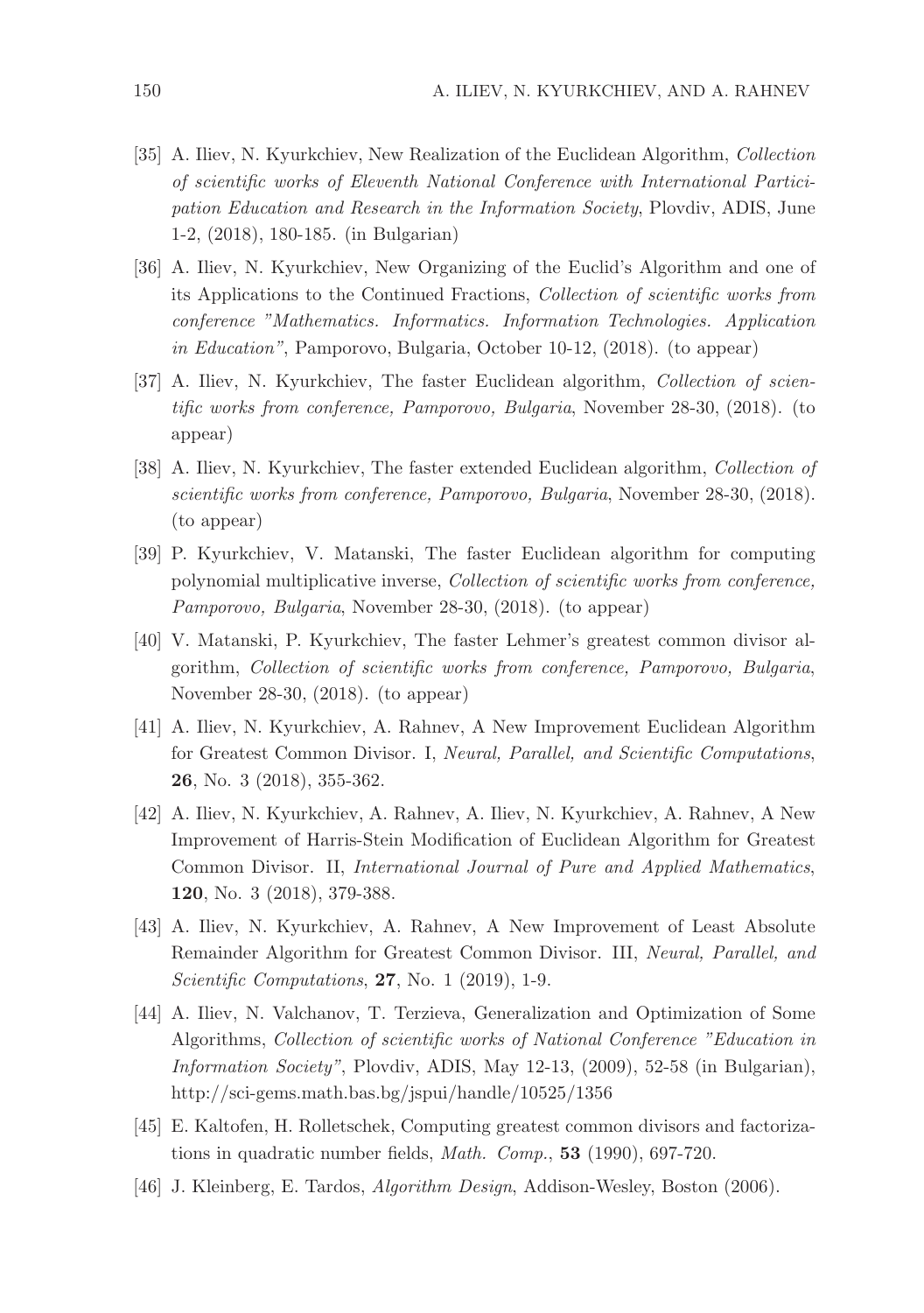[35] A. Iliev, N. Kyurkchiev, New Realization of the Euclidean Algorithm, *Collection of scientific works of Eleventh National Conference with International Participation Education and Research in the Information Society*, Plovdiv, ADIS, June 1-2, (2018), 180-185. (in Bulgarian)

[36] A. Iliev, N. Kyurkchiev, New Organizing of the Euclid's Algorithm and one of its Applications to the Continued Fractions, *Collection of scientific works from conference "Mathematics. Informatics. Information Technologies. Application in Education"*, Pamporovo, Bulgaria, October 10-12, (2018). (to appear)

[37] A. Iliev, N. Kyurkchiev, The faster Euclidean algorithm, *Collection of scientific works from conference, Pamporovo, Bulgaria*, November 28-30, (2018). (to appear)

[38] A. Iliev, N. Kyurkchiev, The faster extended Euclidean algorithm, *Collection of scientific works from conference, Pamporovo, Bulgaria*, November 28-30, (2018). (to appear)

[39] P. Kyurkchiev, V. Matanski, The faster Euclidean algorithm for computing polynomial multiplicative inverse, *Collection of scientific works from conference, Pamporovo, Bulgaria*, November 28-30, (2018). (to appear)

[40] V. Matanski, P. Kyurkchiev, The faster Lehmer's greatest common divisor algorithm, *Collection of scientific works from conference, Pamporovo, Bulgaria*, November 28-30, (2018). (to appear)

[41] A. Iliev, N. Kyurkchiev, A. Rahnev, A New Improvement Euclidean Algorithm for Greatest Common Divisor. I, *Neural, Parallel, and Scientific Computations*, **26**, No. 3 (2018), 355-362.

[42] A. Iliev, N. Kyurkchiev, A. Rahnev, A. Iliev, N. Kyurkchiev, A. Rahnev, A New Improvement of Harris-Stein Modification of Euclidean Algorithm for Greatest Common Divisor. II, *International Journal of Pure and Applied Mathematics*, **120**, No. 3 (2018), 379-388.

[43] A. Iliev, N. Kyurkchiev, A. Rahnev, A New Improvement of Least Absolute Remainder Algorithm for Greatest Common Divisor. III, *Neural, Parallel, and Scientific Computations*, **27**, No. 1 (2019), 1-9.

[44] A. Iliev, N. Valchanov, T. Terzieva, Generalization and Optimization of Some Algorithms, *Collection of scientific works of National Conference "Education in Information Society"*, Plovdiv, ADIS, May 12-13, (2009), 52-58 (in Bulgarian), http://sci-gems.math.bas.bg/jspui/handle/10525/1356

[45] E. Kaltofen, H. Rolletschek, Computing greatest common divisors and factorizations in quadratic number fields, *Math. Comp.*, **53** (1990), 697-720.

[46] J. Kleinberg, E. Tardos, *Algorithm Design*, Addison-Wesley, Boston (2006).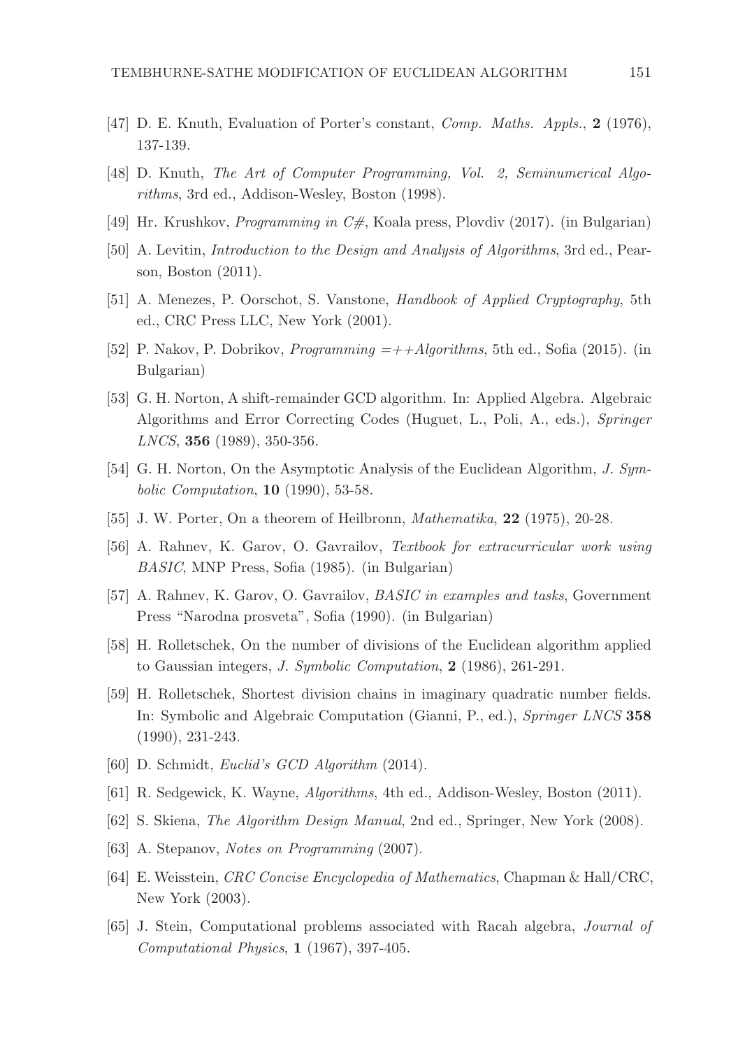[47] D. E. Knuth, Evaluation of Porter's constant, *Comp. Maths. Appls.*, **2** (1976), 137-139.

[48] D. Knuth, *The Art of Computer Programming, Vol. 2, Seminumerical Algorithms*, 3rd ed., Addison-Wesley, Boston (1998).

[49] Hr. Krushkov, *Programming in C#*, Koala press, Plovdiv (2017). (in Bulgarian)

[50] A. Levitin, *Introduction to the Design and Analysis of Algorithms*, 3rd ed., Pearson, Boston (2011).

[51] A. Menezes, P. Oorschot, S. Vanstone, *Handbook of Applied Cryptography*, 5th ed., CRC Press LLC, New York (2001).

[52] P. Nakov, P. Dobrikov, *Programming =++Algorithms*, 5th ed., Sofia (2015). (in Bulgarian)

[53] G. H. Norton, A shift-remainder GCD algorithm. In: Applied Algebra. Algebraic Algorithms and Error Correcting Codes (Huguet, L., Poli, A., eds.), *Springer LNCS*, **356** (1989), 350-356.

[54] G. H. Norton, On the Asymptotic Analysis of the Euclidean Algorithm, *J. Symbolic Computation*, **10** (1990), 53-58.

[55] J. W. Porter, On a theorem of Heilbronn, *Mathematika*, **22** (1975), 20-28.

[56] A. Rahnev, K. Garov, O. Gavrailov, *Textbook for extracurricular work using BASIC*, MNP Press, Sofia (1985). (in Bulgarian)

[57] A. Rahnev, K. Garov, O. Gavrailov, *BASIC in examples and tasks*, Government Press "Narodna prosveta", Sofia (1990). (in Bulgarian)

[58] H. Rolletschek, On the number of divisions of the Euclidean algorithm applied to Gaussian integers, *J. Symbolic Computation*, **2** (1986), 261-291.

[59] H. Rolletschek, Shortest division chains in imaginary quadratic number fields. In: Symbolic and Algebraic Computation (Gianni, P., ed.), *Springer LNCS* **358** (1990), 231-243.

[60] D. Schmidt, *Euclid's GCD Algorithm* (2014).

[61] R. Sedgewick, K. Wayne, *Algorithms*, 4th ed., Addison-Wesley, Boston (2011).

[62] S. Skiena, *The Algorithm Design Manual*, 2nd ed., Springer, New York (2008).

[63] A. Stepanov, *Notes on Programming* (2007).

[64] E. Weisstein, *CRC Concise Encyclopedia of Mathematics*, Chapman & Hall/CRC, New York (2003).

[65] J. Stein, Computational problems associated with Racah algebra, *Journal of Computational Physics*, **1** (1967), 397-405.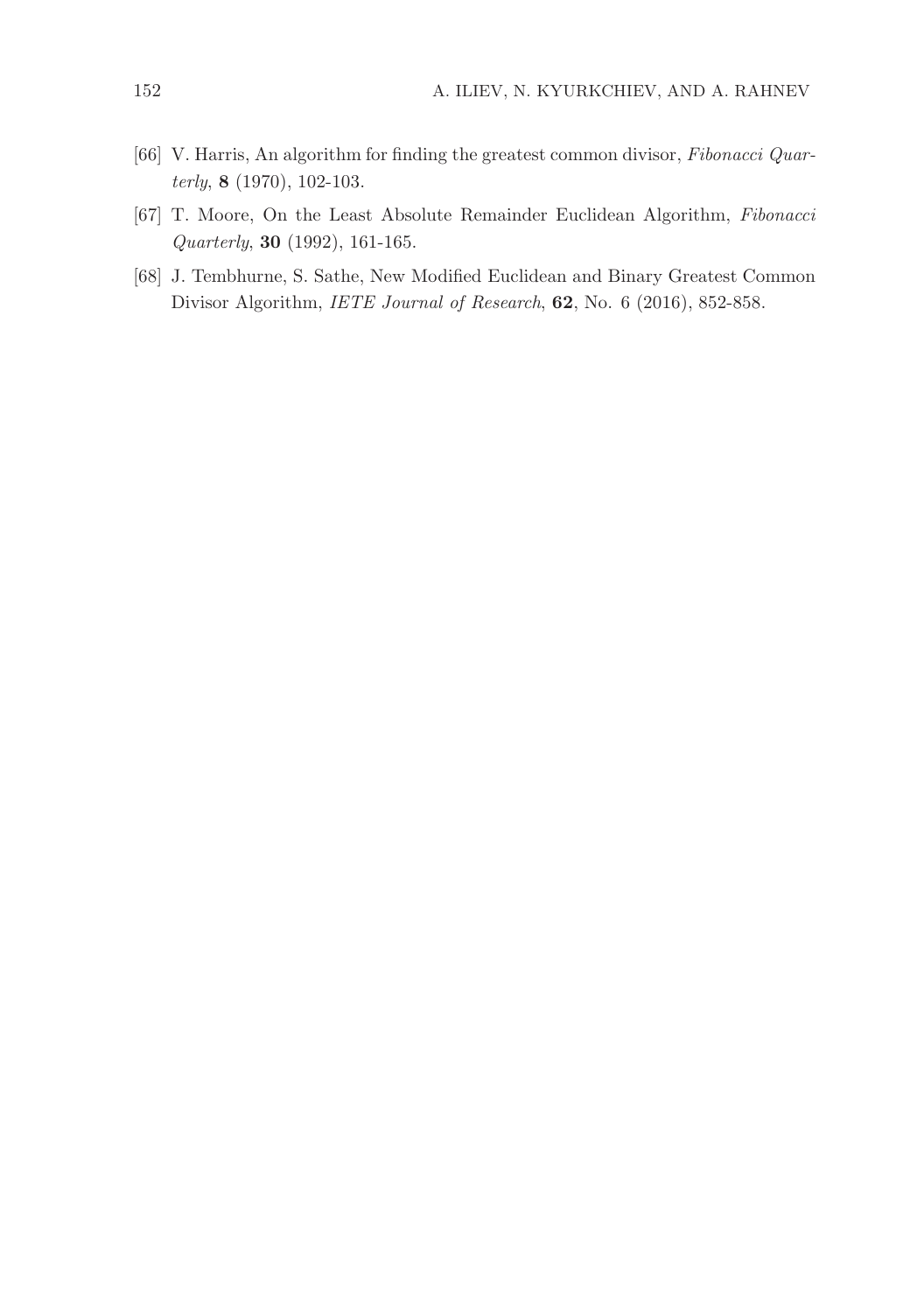[66] V. Harris, An algorithm for finding the greatest common divisor, *Fibonacci Quarterly*, **8** (1970), 102-103.

[67] T. Moore, On the Least Absolute Remainder Euclidean Algorithm, *Fibonacci Quarterly*, **30** (1992), 161-165.

[68] J. Tembhurne, S. Sathe, New Modified Euclidean and Binary Greatest Common Divisor Algorithm, *IETE Journal of Research*, **62**, No. 6 (2016), 852-858.